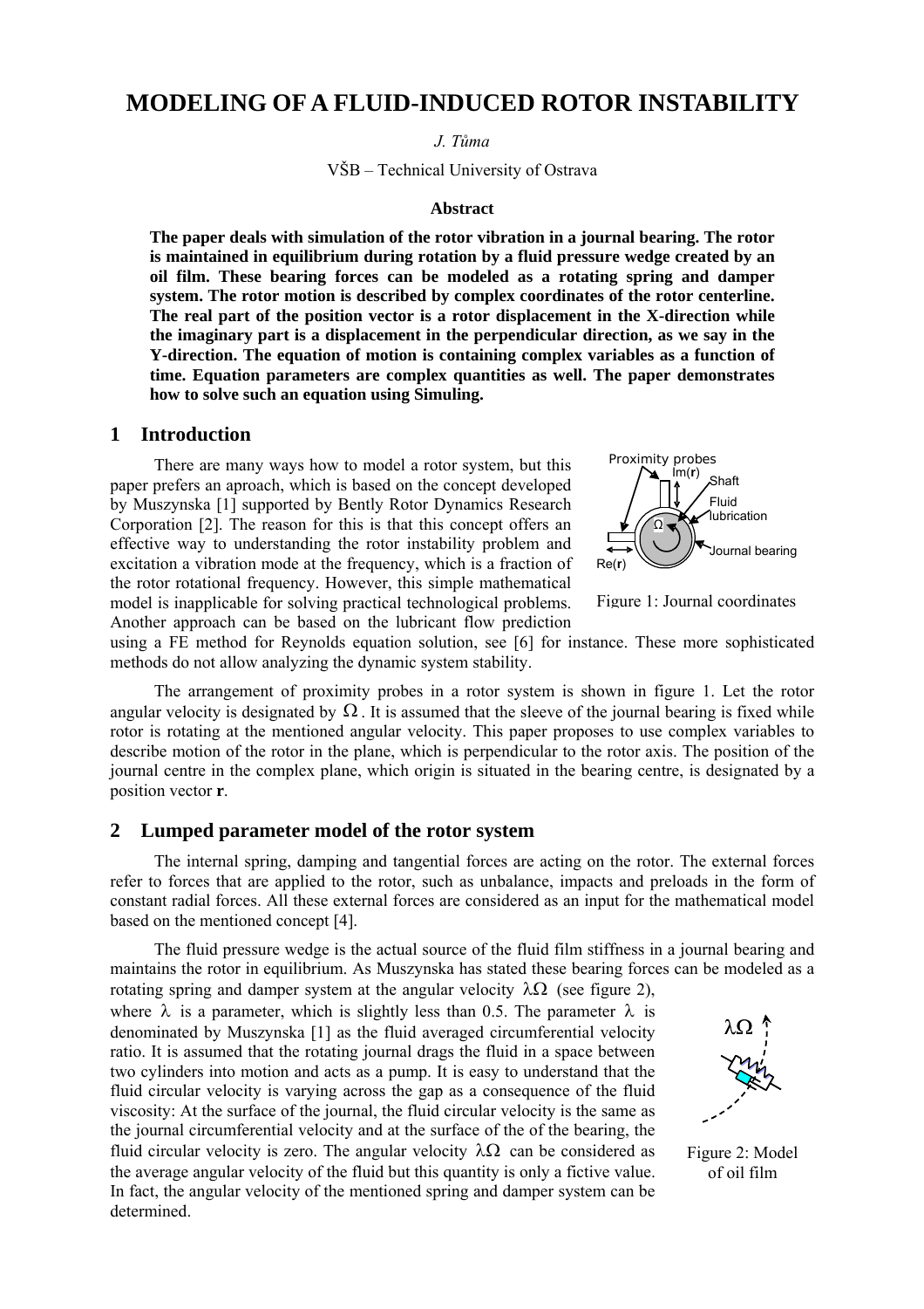# MODELING OF A FLUID-INDUCED ROTOR INSTABILITY

*J. Tůma*

VŠB – Technical University of Ostrava

### Abstract

**The paper deals with simulation of the rotor vibration in a journal bearing. The rotor is maintained in equilibrium during rotation by a fluid pressure wedge created by an oil film. These bearing forces can be modeled as a rotating spring and damper system. The rotor motion is described by complex coordinates of the rotor centerline. The real part of the position vector is a rotor displacement in the X-direction while the imaginary part is a displacement in the perpendicular direction, as we say in the Y-direction. The equation of motion is containing complex variables as a function of time. Equation parameters are complex quantities as well. The paper demonstrates how to solve such an equation using Simuling.**

## 1 Introduction

There are many ways how to model a rotor system, but this paper prefers an aproach, which is based on the concept developed by Muszynska [1] supported by Bently Rotor Dynamics Research Corporation [2]. The reason for this is that this concept offers an effective way to understanding the rotor instability problem and excitation a vibration mode at the frequency, which is a fraction of the rotor rotational frequency. However, this simple mathematical model is inapplicable for solving practical technological problems. Another approach can be based on the lubricant flow prediction using a FE method for Reynolds equation solution, see [6] for instance. These more sophisticated methods do not allow analyzing the dynamic system stability.

Figure 1: Journal coordinates

The arrangement of proximity probes in a rotor system is shown in figure 1. Let the rotor angular velocity is designated by $\Omega$. It is assumed that the sleeve of the journal bearing is fixed while rotor is rotating at the mentioned angular velocity. This paper proposes to use complex variables to describe motion of the rotor in the plane, which is perpendicular to the rotor axis. The position of the journal centre in the complex plane, which origin is situated in the bearing centre, is designated by a position vector **r**.

## 2 Lumped parameter model of the rotor system

The internal spring, damping and tangential forces are acting on the rotor. The external forces refer to forces that are applied to the rotor, such as unbalance, impacts and preloads in the form of constant radial forces. All these external forces are considered as an input for the mathematical model based on the mentioned concept [4].

The fluid pressure wedge is the actual source of the fluid film stiffness in a journal bearing and maintains the rotor in equilibrium. As Muszynska has stated these bearing forces can be modeled as a rotating spring and damper system at the angular velocity $\lambda\Omega$ (see figure 2), where $\lambda$ is a parameter, which is slightly less than 0.5. The parameter $\lambda$ is denominated by Muszynska [1] as the fluid averaged circumferential velocity ratio. It is assumed that the rotating journal drags the fluid in a space between two cylinders into motion and acts as a pump. It is easy to understand that the fluid circular velocity is varying across the gap as a consequence of the fluid viscosity: At the surface of the journal, the fluid circular velocity is the same as the journal circumferential velocity and at the surface of the of the bearing, the fluid circular velocity is zero. The angular velocity $\lambda\Omega$ can be considered as the average angular velocity of the fluid but this quantity is only a fictive value. In fact, the angular velocity of the mentioned spring and damper system can be determined.

Figure 2: Model of oil film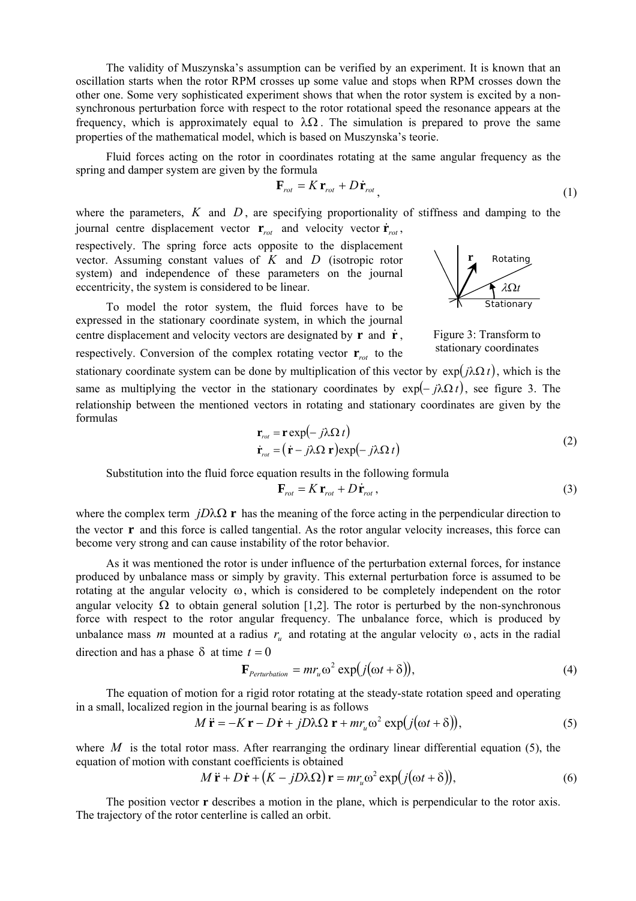The validity of Muszynska's assumption can be verified by an experiment. It is known that an oscillation starts when the rotor RPM crosses up some value and stops when RPM crosses down the other one. Some very sophisticated experiment shows that when the rotor system is excited by a non-synchronous perturbation force with respect to the rotor rotational speed the resonance appears at the frequency, which is approximately equal to $\lambda\Omega$. The simulation is prepared to prove the same properties of the mathematical model, which is based on Muszynska's teorie.

Fluid forces acting on the rotor in coordinates rotating at the same angular frequency as the spring and damper system are given by the formula

$$\mathbf{F}_{rot} = K\,\mathbf{r}_{rot} + D\dot{\mathbf{r}}_{rot}, \tag{1}$$

where the parameters, $K$ and $D$, are specifying proportionality of stiffness and damping to the journal centre displacement vector $\mathbf{r}_{rot}$ and velocity vector $\dot{\mathbf{r}}_{rot}$, respectively. The spring force acts opposite to the displacement vector. Assuming constant values of $K$ and $D$ (isotropic rotor system) and independence of these parameters on the journal eccentricity, the system is considered to be linear.

To model the rotor system, the fluid forces have to be expressed in the stationary coordinate system, in which the journal centre displacement and velocity vectors are designated by $\mathbf{r}$ and $\dot{\mathbf{r}}$, respectively. Conversion of the complex rotating vector $\mathbf{r}_{rot}$ to the stationary coordinate system can be done by multiplication of this vector by $\exp(j\lambda\Omega\, t)$, which is the same as multiplying the vector in the stationary coordinates by $\exp(-j\lambda\Omega\, t)$, see figure 3. The relationship between the mentioned vectors in rotating and stationary coordinates are given by the formulas

Figure 3: Transform to stationary coordinates

$$\begin{aligned} \mathbf{r}_{rot} &= \mathbf{r}\exp(-j\lambda\Omega\, t) \\ \dot{\mathbf{r}}_{rot} &= (\dot{\mathbf{r}} - j\lambda\Omega\,\mathbf{r})\exp(-j\lambda\Omega\, t) \end{aligned} \tag{2}$$

Substitution into the fluid force equation results in the following formula

$$\mathbf{F}_{rot} = K\,\mathbf{r}_{rot} + D\dot{\mathbf{r}}_{rot}, \tag{3}$$

where the complex term $jD\lambda\Omega\,\mathbf{r}$ has the meaning of the force acting in the perpendicular direction to the vector $\mathbf{r}$ and this force is called tangential. As the rotor angular velocity increases, this force can become very strong and can cause instability of the rotor behavior.

As it was mentioned the rotor is under influence of the perturbation external forces, for instance produced by unbalance mass or simply by gravity. This external perturbation force is assumed to be rotating at the angular velocity $\omega$, which is considered to be completely independent on the rotor angular velocity $\Omega$ to obtain general solution [1,2]. The rotor is perturbed by the non-synchronous force with respect to the rotor angular frequency. The unbalance force, which is produced by unbalance mass $m$ mounted at a radius $r_u$ and rotating at the angular velocity $\omega$, acts in the radial direction and has a phase $\delta$ at time $t = 0$

$$\mathbf{F}_{Perturbation} = m r_u \omega^2 \exp\bigl(j(\omega t + \delta)\bigr), \tag{4}$$

The equation of motion for a rigid rotor rotating at the steady-state rotation speed and operating in a small, localized region in the journal bearing is as follows

$$M\,\ddot{\mathbf{r}} = -K\,\mathbf{r} - D\,\dot{\mathbf{r}} + jD\lambda\Omega\,\mathbf{r} + m r_u \omega^2 \exp\bigl(j(\omega t + \delta)\bigr), \tag{5}$$

where $M$ is the total rotor mass. After rearranging the ordinary linear differential equation (5), the equation of motion with constant coefficients is obtained

$$M\,\ddot{\mathbf{r}} + D\,\dot{\mathbf{r}} + (K - jD\lambda\Omega)\,\mathbf{r} = m r_u \omega^2 \exp\bigl(j(\omega t + \delta)\bigr), \tag{6}$$

The position vector $\mathbf{r}$ describes a motion in the plane, which is perpendicular to the rotor axis. The trajectory of the rotor centerline is called an orbit.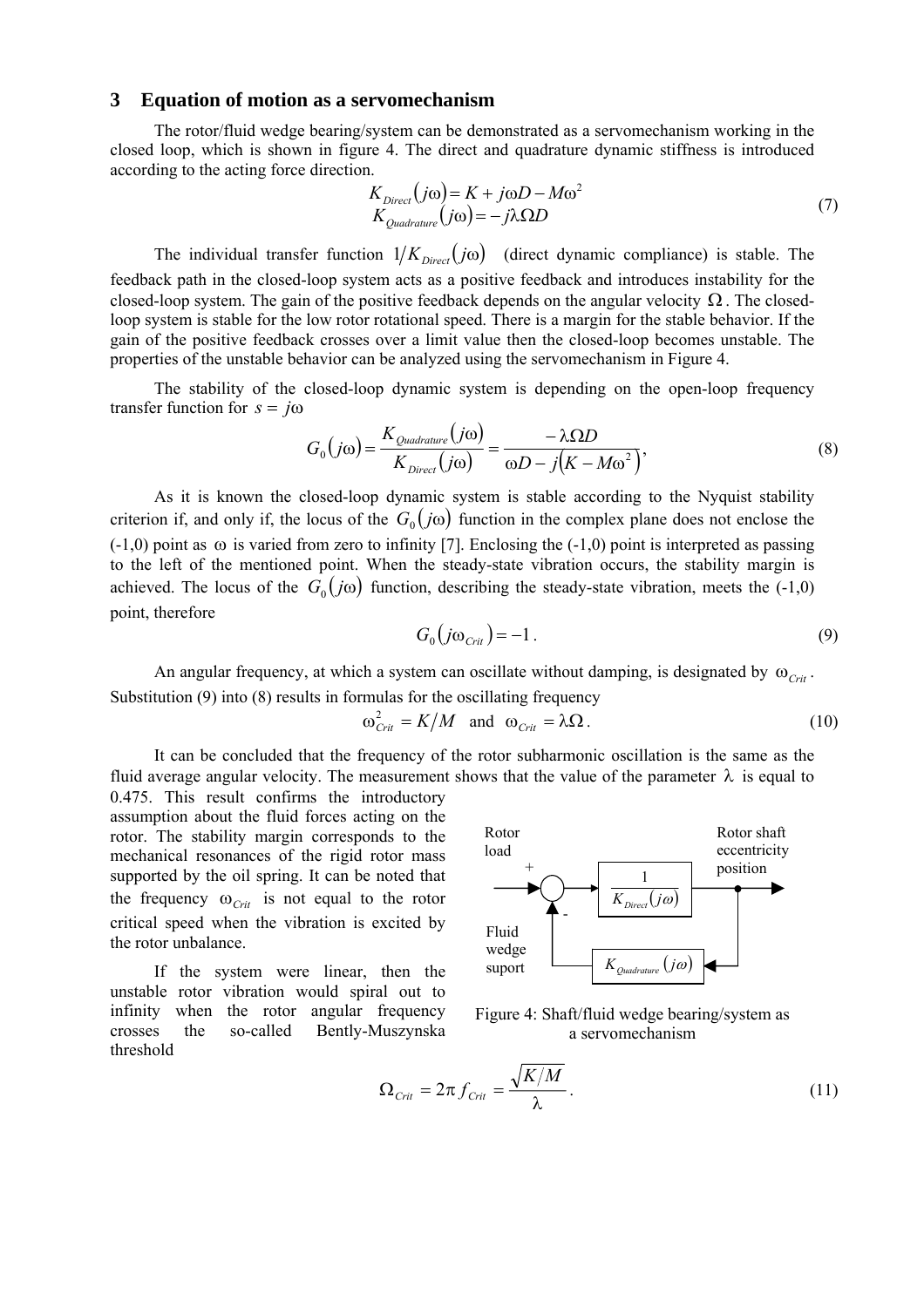## 3 Equation of motion as a servomechanism

The rotor/fluid wedge bearing/system can be demonstrated as a servomechanism working in the closed loop, which is shown in figure 4. The direct and quadrature dynamic stiffness is introduced according to the acting force direction.

$$
\begin{aligned}
K_{Direct}(j\omega) &= K + j\omega D - M\omega^2 \\
K_{Quadrature}(j\omega) &= -j\lambda\Omega D
\end{aligned}
\tag{7}
$$

The individual transfer function $1/K_{Direct}(j\omega)$ (direct dynamic compliance) is stable. The feedback path in the closed-loop system acts as a positive feedback and introduces instability for the closed-loop system. The gain of the positive feedback depends on the angular velocity $\Omega$. The closed-loop system is stable for the low rotor rotational speed. There is a margin for the stable behavior. If the gain of the positive feedback crosses over a limit value then the closed-loop becomes unstable. The properties of the unstable behavior can be analyzed using the servomechanism in Figure 4.

The stability of the closed-loop dynamic system is depending on the open-loop frequency transfer function for $s = j\omega$

$$
G_0(j\omega) = \frac{K_{Quadrature}(j\omega)}{K_{Direct}(j\omega)} = \frac{-\lambda\Omega D}{\omega D - j\left(K - M\omega^2\right)},
\tag{8}
$$

As it is known the closed-loop dynamic system is stable according to the Nyquist stability criterion if, and only if, the locus of the $G_0(j\omega)$ function in the complex plane does not enclose the (-1,0) point as $\omega$ is varied from zero to infinity [7]. Enclosing the (-1,0) point is interpreted as passing to the left of the mentioned point. When the steady-state vibration occurs, the stability margin is achieved. The locus of the $G_0(j\omega)$ function, describing the steady-state vibration, meets the (-1,0) point, therefore

$$
G_0(j\omega_{Crit}) = -1 .
\tag{9}
$$

An angular frequency, at which a system can oscillate without damping, is designated by $\omega_{Crit}$. Substitution (9) into (8) results in formulas for the oscillating frequency

$$
\omega_{Crit}^2 = K/M \quad \text{and} \quad \omega_{Crit} = \lambda\Omega .
\tag{10}
$$

It can be concluded that the frequency of the rotor subharmonic oscillation is the same as the fluid average angular velocity. The measurement shows that the value of the parameter $\lambda$ is equal to 0.475. This result confirms the introductory assumption about the fluid forces acting on the rotor. The stability margin corresponds to the mechanical resonances of the rigid rotor mass supported by the oil spring. It can be noted that the frequency $\omega_{Crit}$ is not equal to the rotor critical speed when the vibration is excited by the rotor unbalance.

Rotor load, +, $\frac{1}{K_{Direct}(j\omega)}$, Rotor shaft eccentricity position, -, Fluid wedge suport, $K_{Quadrature}(j\omega)$

Figure 4: Shaft/fluid wedge bearing/system as a servomechanism

If the system were linear, then the unstable rotor vibration would spiral out to infinity when the rotor angular frequency crosses the so-called Bently-Muszynska threshold

$$
\Omega_{Crit} = 2\pi f_{Crit} = \frac{\sqrt{K/M}}{\lambda} .
\tag{11}
$$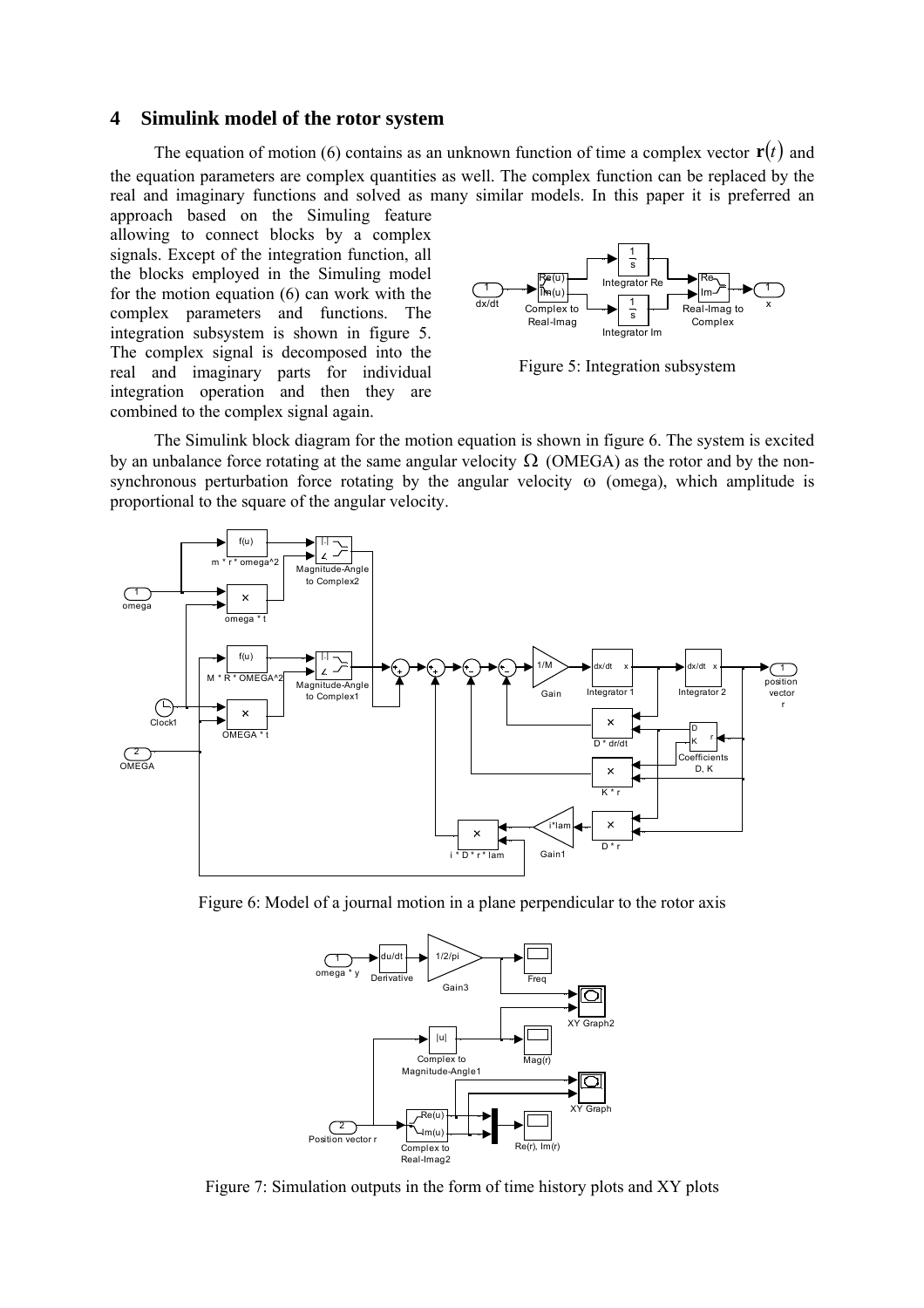## 4 Simulink model of the rotor system

The equation of motion (6) contains as an unknown function of time a complex vector $\mathbf{r}(t)$ and the equation parameters are complex quantities as well. The complex function can be replaced by the real and imaginary functions and solved as many similar models. In this paper it is preferred an approach based on the Simuling feature allowing to connect blocks by a complex signals. Except of the integration function, all the blocks employed in the Simuling model for the motion equation (6) can work with the complex parameters and functions. The integration subsystem is shown in figure 5. The complex signal is decomposed into the real and imaginary parts for individual integration operation and then they are combined to the complex signal again.

Figure 5: Integration subsystem

The Simulink block diagram for the motion equation is shown in figure 6. The system is excited by an unbalance force rotating at the same angular velocity $\Omega$ (OMEGA) as the rotor and by the non-synchronous perturbation force rotating by the angular velocity $\omega$ (omega), which amplitude is proportional to the square of the angular velocity.

Figure 6: Model of a journal motion in a plane perpendicular to the rotor axis

Figure 7: Simulation outputs in the form of time history plots and XY plots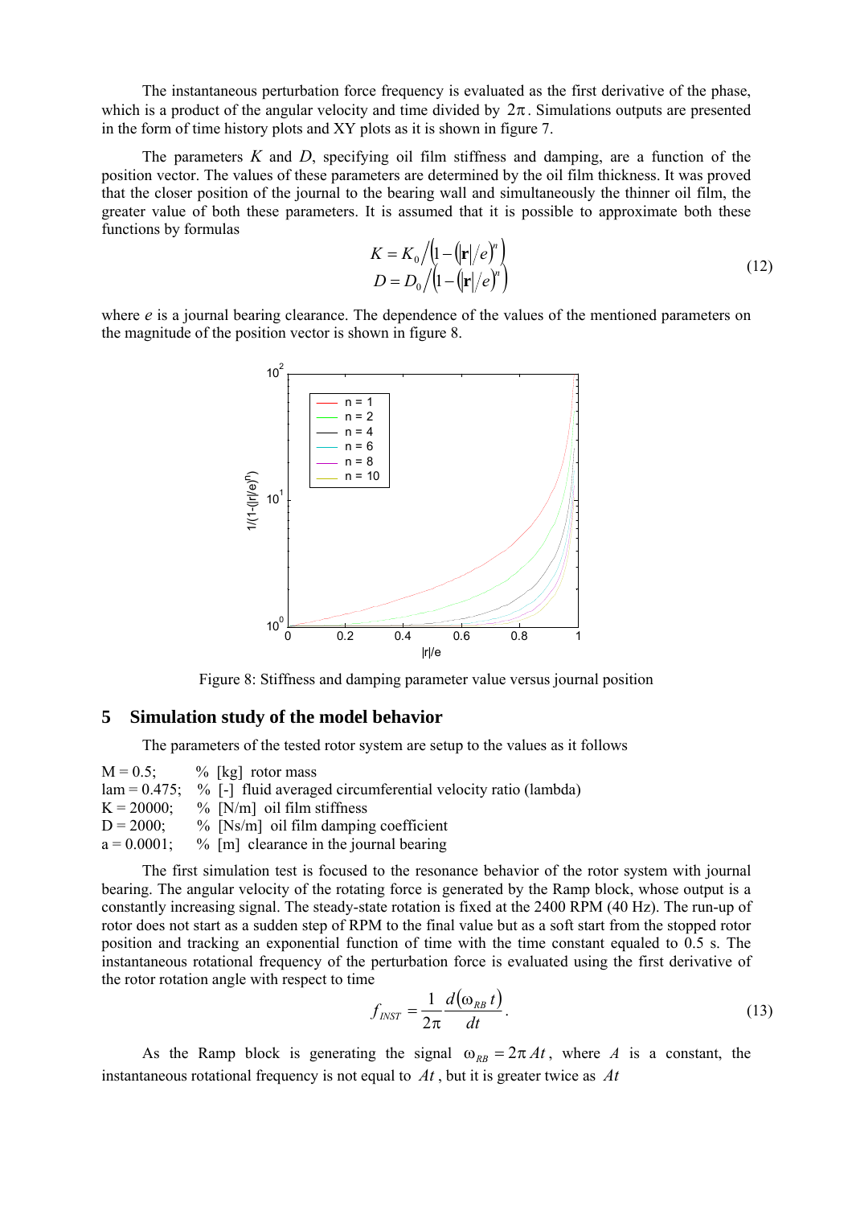The instantaneous perturbation force frequency is evaluated as the first derivative of the phase, which is a product of the angular velocity and time divided by $2\pi$. Simulations outputs are presented in the form of time history plots and XY plots as it is shown in figure 7.

The parameters $K$ and $D$, specifying oil film stiffness and damping, are a function of the position vector. The values of these parameters are determined by the oil film thickness. It was proved that the closer position of the journal to the bearing wall and simultaneously the thinner oil film, the greater value of both these parameters. It is assumed that it is possible to approximate both these functions by formulas

$$
\begin{aligned}
K &= K_0 \Big/ \left(1 - \left(|\mathbf{r}|/e\right)^n\right) \\
D &= D_0 \Big/ \left(1 - \left(|\mathbf{r}|/e\right)^n\right)
\end{aligned}
\tag{12}
$$

where $e$ is a journal bearing clearance. The dependence of the values of the mentioned parameters on the magnitude of the position vector is shown in figure 8.

Figure 8: Stiffness and damping parameter value versus journal position

## 5 Simulation study of the model behavior

The parameters of the tested rotor system are setup to the values as it follows

```
M = 0.5;        % [kg]  rotor mass
lam = 0.475;    % [-]  fluid averaged circumferential velocity ratio (lambda)
K = 20000;      % [N/m]  oil film stiffness
D = 2000;       % [Ns/m]  oil film damping coefficient
a = 0.0001;     % [m]  clearance in the journal bearing
```

The first simulation test is focused to the resonance behavior of the rotor system with journal bearing. The angular velocity of the rotating force is generated by the Ramp block, whose output is a constantly increasing signal. The steady-state rotation is fixed at the 2400 RPM (40 Hz). The run-up of rotor does not start as a sudden step of RPM to the final value but as a soft start from the stopped rotor position and tracking an exponential function of time with the time constant equaled to 0.5 s. The instantaneous rotational frequency of the perturbation force is evaluated using the first derivative of the rotor rotation angle with respect to time

$$
f_{INST} = \frac{1}{2\pi} \frac{d\left(\omega_{RB}\, t\right)}{dt}.
\tag{13}
$$

As the Ramp block is generating the signal $\omega_{RB} = 2\pi At$, where $A$ is a constant, the instantaneous rotational frequency is not equal to $At$, but it is greater twice as $At$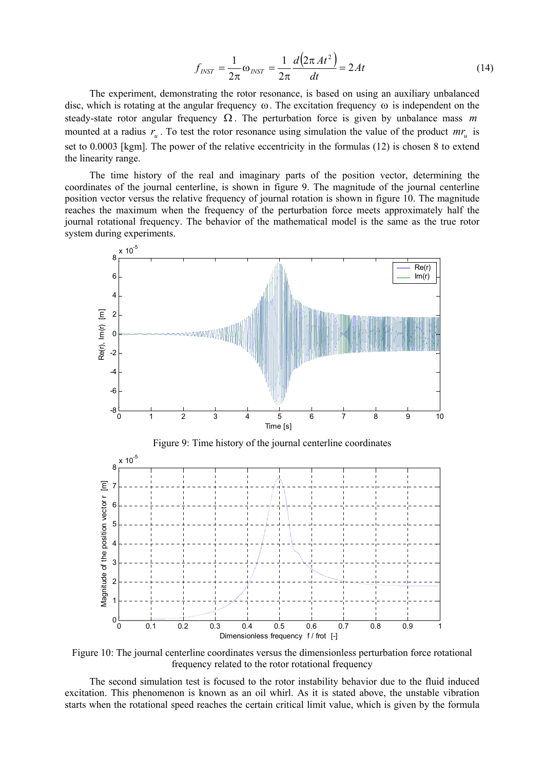$$f_{INST} = \frac{1}{2\pi}\omega_{INST} = \frac{1}{2\pi}\frac{d\left(2\pi At^2\right)}{dt} = 2At \tag{14}$$

The experiment, demonstrating the rotor resonance, is based on using an auxiliary unbalanced disc, which is rotating at the angular frequency $\omega$. The excitation frequency $\omega$ is independent on the steady-state rotor angular frequency $\Omega$. The perturbation force is given by unbalance mass $m$ mounted at a radius $r_u$. To test the rotor resonance using simulation the value of the product $mr_u$ is set to 0.0003 [kgm]. The power of the relative eccentricity in the formulas (12) is chosen 8 to extend the linearity range.

The time history of the real and imaginary parts of the position vector, determining the coordinates of the journal centerline, is shown in figure 9. The magnitude of the journal centerline position vector versus the relative frequency of journal rotation is shown in figure 10. The magnitude reaches the maximum when the frequency of the perturbation force meets approximately half the journal rotational frequency. The behavior of the mathematical model is the same as the true rotor system during experiments.

Figure 9: Time history of the journal centerline coordinates

Figure 10: The journal centerline coordinates versus the dimensionless perturbation force rotational frequency related to the rotor rotational frequency

The second simulation test is focused to the rotor instability behavior due to the fluid induced excitation. This phenomenon is known as an oil whirl. As it is stated above, the unstable vibration starts when the rotational speed reaches the certain critical limit value, which is given by the formula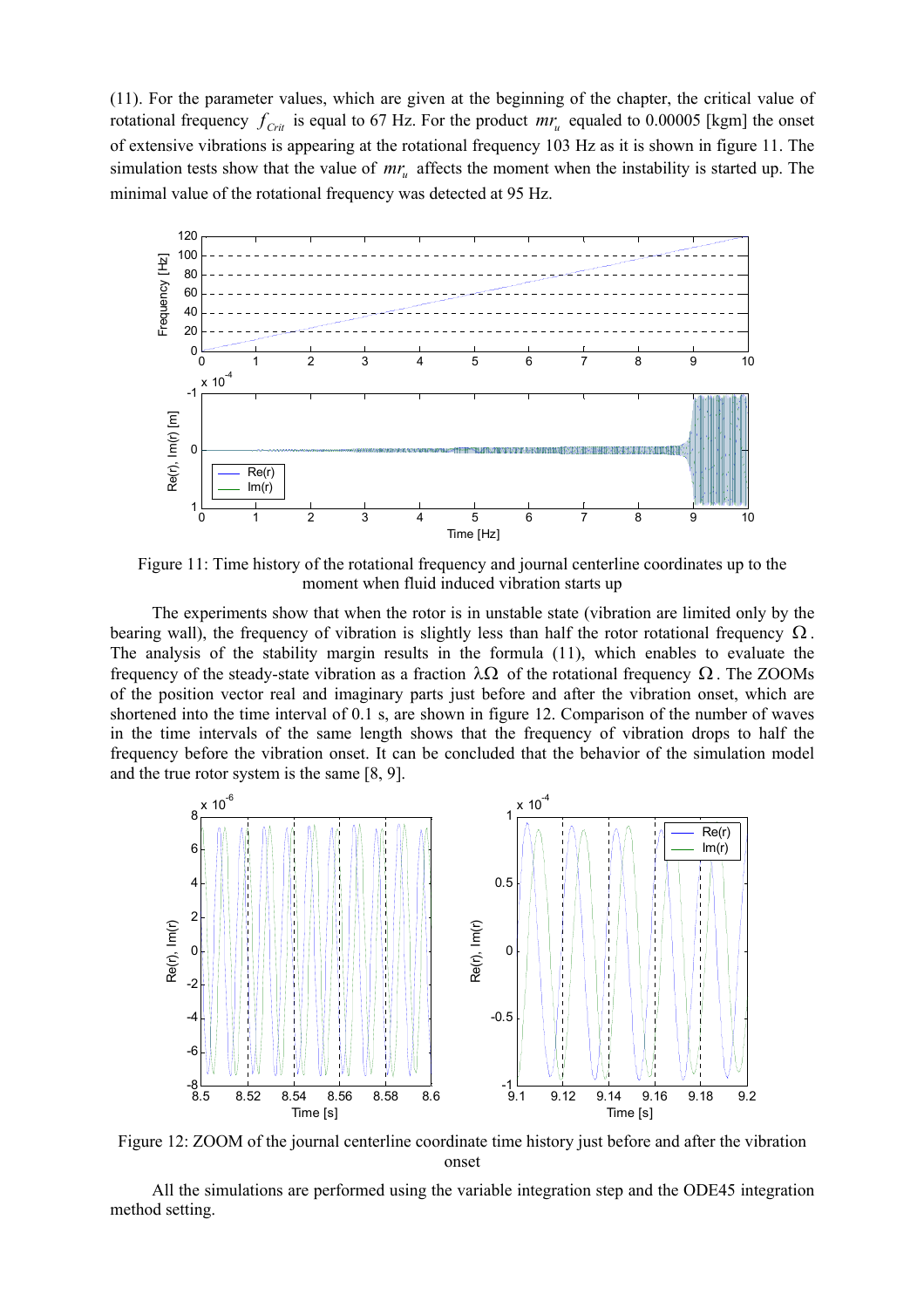(11). For the parameter values, which are given at the beginning of the chapter, the critical value of rotational frequency $f_{Crit}$ is equal to 67 Hz. For the product $mr_u$ equaled to 0.00005 [kgm] the onset of extensive vibrations is appearing at the rotational frequency 103 Hz as it is shown in figure 11. The simulation tests show that the value of $mr_u$ affects the moment when the instability is started up. The minimal value of the rotational frequency was detected at 95 Hz.

Figure 11: Time history of the rotational frequency and journal centerline coordinates up to the moment when fluid induced vibration starts up

The experiments show that when the rotor is in unstable state (vibration are limited only by the bearing wall), the frequency of vibration is slightly less than half the rotor rotational frequency $\Omega$. The analysis of the stability margin results in the formula (11), which enables to evaluate the frequency of the steady-state vibration as a fraction $\lambda\Omega$ of the rotational frequency $\Omega$. The ZOOMs of the position vector real and imaginary parts just before and after the vibration onset, which are shortened into the time interval of 0.1 s, are shown in figure 12. Comparison of the number of waves in the time intervals of the same length shows that the frequency of vibration drops to half the frequency before the vibration onset. It can be concluded that the behavior of the simulation model and the true rotor system is the same [8, 9].

Figure 12: ZOOM of the journal centerline coordinate time history just before and after the vibration onset

All the simulations are performed using the variable integration step and the ODE45 integration method setting.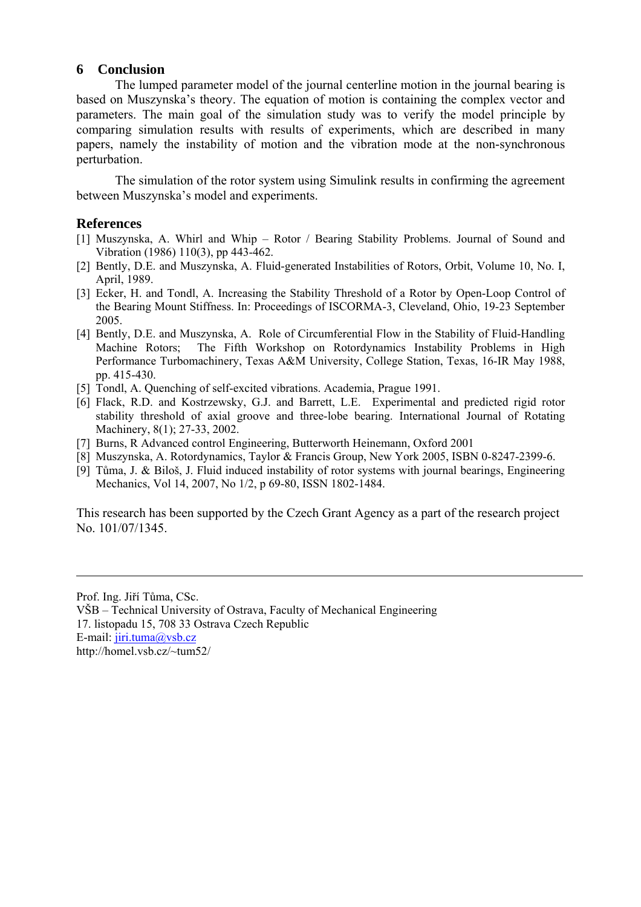## 6 Conclusion

The lumped parameter model of the journal centerline motion in the journal bearing is based on Muszynska's theory. The equation of motion is containing the complex vector and parameters. The main goal of the simulation study was to verify the model principle by comparing simulation results with results of experiments, which are described in many papers, namely the instability of motion and the vibration mode at the non-synchronous perturbation.

The simulation of the rotor system using Simulink results in confirming the agreement between Muszynska's model and experiments.

## References

[1] Muszynska, A. Whirl and Whip – Rotor / Bearing Stability Problems. Journal of Sound and Vibration (1986) 110(3), pp 443-462.

[2] Bently, D.E. and Muszynska, A. Fluid-generated Instabilities of Rotors, Orbit, Volume 10, No. I, April, 1989.

[3] Ecker, H. and Tondl, A. Increasing the Stability Threshold of a Rotor by Open-Loop Control of the Bearing Mount Stiffness. In: Proceedings of ISCORMA-3, Cleveland, Ohio, 19-23 September 2005.

[4] Bently, D.E. and Muszynska, A. Role of Circumferential Flow in the Stability of Fluid-Handling Machine Rotors; The Fifth Workshop on Rotordynamics Instability Problems in High Performance Turbomachinery, Texas A&M University, College Station, Texas, 16-IR May 1988, pp. 415-430.

[5] Tondl, A. Quenching of self-excited vibrations. Academia, Prague 1991.

[6] Flack, R.D. and Kostrzewsky, G.J. and Barrett, L.E. Experimental and predicted rigid rotor stability threshold of axial groove and three-lobe bearing. International Journal of Rotating Machinery, 8(1); 27-33, 2002.

[7] Burns, R Advanced control Engineering, Butterworth Heinemann, Oxford 2001

[8] Muszynska, A. Rotordynamics, Taylor & Francis Group, New York 2005, ISBN 0-8247-2399-6.

[9] Tůma, J. & Biloš, J. Fluid induced instability of rotor systems with journal bearings, Engineering Mechanics, Vol 14, 2007, No 1/2, p 69-80, ISSN 1802-1484.

This research has been supported by the Czech Grant Agency as a part of the research project No. 101/07/1345.

---

Prof. Ing. Jiří Tůma, CSc.
VŠB – Technical University of Ostrava, Faculty of Mechanical Engineering
17. listopadu 15, 708 33 Ostrava Czech Republic
E-mail: jiri.tuma@vsb.cz
http://homel.vsb.cz/~tum52/